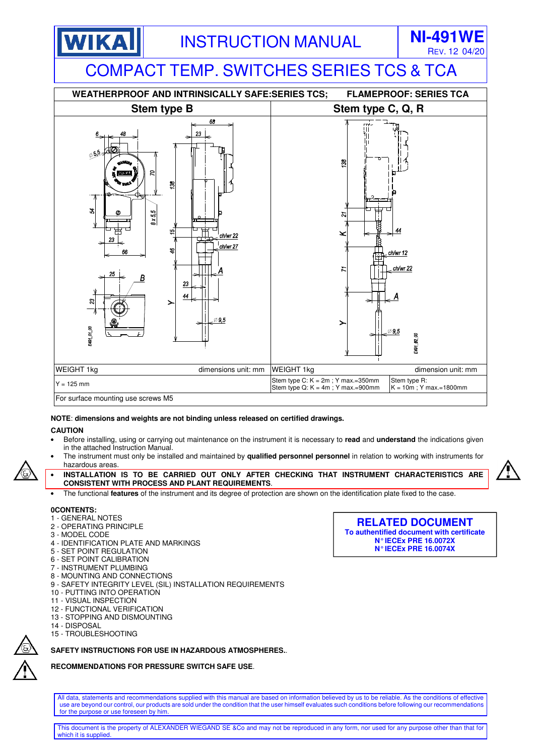WIKA

# INSTRUCTION MANUAL

**NI-491WE**
REV. 12 04/20

# COMPACT TEMP. SWITCHES SERIES TCS & TCA

| WEATHERPROOF AND INTRINSICALLY SAFE:SERIES TCS; | | FLAMEPROOF: SERIES TCA | |
|---|---|---|---|
| **Stem type B** | | **Stem type C, Q, R** | |
| WEIGHT 1kg | dimensions unit: mm | WEIGHT 1kg | dimension unit: mm |
| Y = 125 mm | | Stem type C: K = 2m ; Y max.=350mm<br>Stem type Q: K = 4m ; Y max.=900mm | Stem type R:<br>K = 10m ; Y max.=1800mm |
| For surface mounting use screws M5 | | | |

**NOTE**: **dimensions and weights are not binding unless released on certified drawings.**

**CAUTION**

- Before installing, using or carrying out maintenance on the instrument it is necessary to **read** and **understand** the indications given in the attached Instruction Manual.
- The instrument must only be installed and maintained by **qualified personnel personnel** in relation to working with instruments for hazardous areas.
- **INSTALLATION IS TO BE CARRIED OUT ONLY AFTER CHECKING THAT INSTRUMENT CHARACTERISTICS ARE CONSISTENT WITH PROCESS AND PLANT REQUIREMENTS**.
- The functional **features** of the instrument and its degree of protection are shown on the identification plate fixed to the case.

**0CONTENTS:**

1 - GENERAL NOTES
2 - OPERATING PRINCIPLE
3 - MODEL CODE
4 - IDENTIFICATION PLATE AND MARKINGS
5 - SET POINT REGULATION
6 - SET POINT CALIBRATION
7 - INSTRUMENT PLUMBING
8 - MOUNTING AND CONNECTIONS
9 - SAFETY INTEGRITY LEVEL (SIL) INSTALLATION REQUIREMENTS
10 - PUTTING INTO OPERATION
11 - VISUAL INSPECTION
12 - FUNCTIONAL VERIFICATION
13 - STOPPING AND DISMOUNTING
14 - DISPOSAL
15 - TROUBLESHOOTING

**RELATED DOCUMENT**
**To authentified document with certificate**
**N° IECEx PRE 16.0072X**
**N° IECEx PRE 16.0074X**

**SAFETY INSTRUCTIONS FOR USE IN HAZARDOUS ATMOSPHERES.**.

**RECOMMENDATIONS FOR PRESSURE SWITCH SAFE USE**.

All data, statements and recommendations supplied with this manual are based on information believed by us to be reliable. As the conditions of effective use are beyond our control, our products are sold under the condition that the user himself evaluates such conditions before following our recommendations for the purpose or use foreseen by him.

This document is the property of ALEXANDER WIEGAND SE &Co and may not be reproduced in any form, nor used for any purpose other than that for which it is supplied.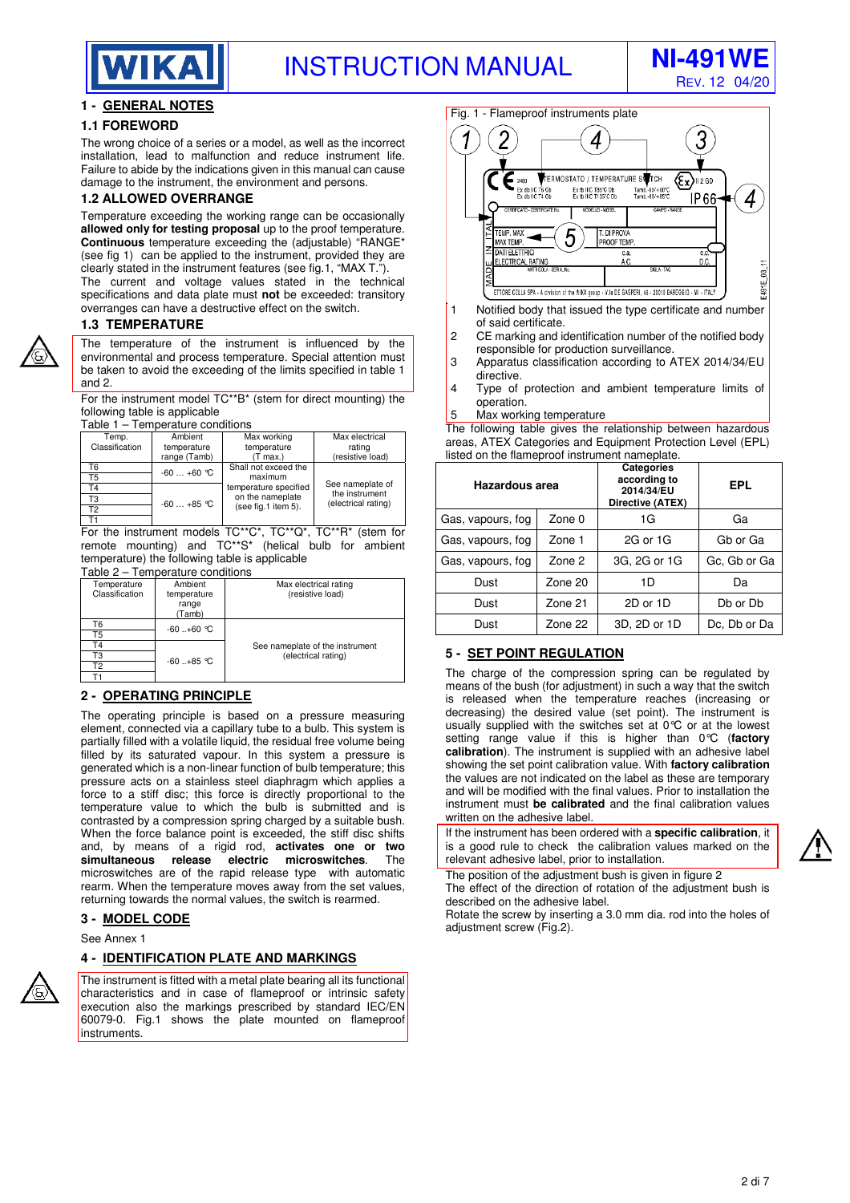# 1 - GENERAL NOTES

## 1.1 FOREWORD

The wrong choice of a series or a model, as well as the incorrect installation, lead to malfunction and reduce instrument life. Failure to abide by the indications given in this manual can cause damage to the instrument, the environment and persons.

## 1.2 ALLOWED OVERRANGE

Temperature exceeding the working range can be occasionally **allowed only for testing proposal** up to the proof temperature. **Continuous** temperature exceeding the (adjustable) "RANGE" (see fig 1) can be applied to the instrument, provided they are clearly stated in the instrument features (see fig.1, "MAX T.").
The current and voltage values stated in the technical specifications and data plate must **not** be exceeded: transitory overranges can have a destructive effect on the switch.

## 1.3 TEMPERATURE

The temperature of the instrument is influenced by the environmental and process temperature. Special attention must be taken to avoid the exceeding of the limits specified in table 1 and 2.

For the instrument model TC**B* (stem for direct mounting) the following table is applicable

Table 1 – Temperature conditions

| Temp. Classification | Ambient temperature range (Tamb) | Max working temperature (T max.) | Max electrical rating (resistive load) |
|---|---|---|---|
| T6 | -60 … +60 °C | Shall not exceed the maximum temperature specified on the nameplate (see fig.1 item 5). | See nameplate of the instrument (electrical rating) |
| T5 | | | |
| T4 | -60 … +85 °C | | |
| T3 | | | |
| T2 | | | |
| T1 | | | |

For the instrument models TC**C*, TC**Q*, TC**R* (stem for remote mounting) and TC**S* (helical bulb for ambient temperature) the following table is applicable

Table 2 – Temperature conditions

| Temperature Classification | Ambient temperature range (Tamb) | Max electrical rating (resistive load) |
|---|---|---|
| T6 | -60 ..+60 °C | See nameplate of the instrument (electrical rating) |
| T5 | | |
| T4 | -60 ..+85 °C | |
| T3 | | |
| T2 | | |
| T1 | | |

# 2 - OPERATING PRINCIPLE

The operating principle is based on a pressure measuring element, connected via a capillary tube to a bulb. This system is partially filled with a volatile liquid, the residual free volume being filled by its saturated vapour. In this system a pressure is generated which is a non-linear function of bulb temperature; this pressure acts on a stainless steel diaphragm which applies a force to a stiff disc; this force is directly proportional to the temperature value to which the bulb is submitted and is contrasted by a compression spring charged by a suitable bush. When the force balance is exceeded, the stiff disc shifts and, by means of a rigid rod, **activates one or two simultaneous release electric microswitches**. The microswitches are of the rapid release type with automatic rearm. When the temperature moves away from the set values, returning towards the normal values, the switch is rearmed.

# 3 - MODEL CODE

See Annex 1

# 4 - IDENTIFICATION PLATE AND MARKINGS

The instrument is fitted with a metal plate bearing all its functional characteristics and in case of flameproof or intrinsic safety execution also the markings prescribed by standard IEC/EN 60079-0. Fig.1 shows the plate mounted on flameproof instruments.

Fig. 1 - Flameproof instruments plate

1 Notified body that issued the type certificate and number of said certificate.
2 CE marking and identification number of the notified body responsible for production surveillance.
3 Apparatus classification according to ATEX 2014/34/EU directive.
4 Type of protection and ambient temperature limits of operation.
5 Max working temperature

The following table gives the relationship between hazardous areas, ATEX Categories and Equipment Protection Level (EPL) listed on the flameproof instrument nameplate.

| Hazardous area | | Categories according to 2014/34/EU Directive (ATEX) | EPL |
|---|---|---|---|
| Gas, vapours, fog | Zone 0 | 1G | Ga |
| Gas, vapours, fog | Zone 1 | 2G or 1G | Gb or Ga |
| Gas, vapours, fog | Zone 2 | 3G, 2G or 1G | Gc, Gb or Ga |
| Dust | Zone 20 | 1D | Da |
| Dust | Zone 21 | 2D or 1D | Db or Db |
| Dust | Zone 22 | 3D, 2D or 1D | Dc, Db or Da |

# 5 - SET POINT REGULATION

The charge of the compression spring can be regulated by means of the bush (for adjustment) in such a way that the switch is released when the temperature reaches (increasing or decreasing) the desired value (set point). The instrument is usually supplied with the switches set at 0°C or at the lowest setting range value if this is higher than 0°C (**factory calibration**). The instrument is supplied with an adhesive label showing the set point calibration value. With **factory calibration** the values are not indicated on the label as these are temporary and will be modified with the final values. Prior to installation the instrument must **be calibrated** and the final calibration values written on the adhesive label.

If the instrument has been ordered with a **specific calibration**, it is a good rule to check the calibration values marked on the relevant adhesive label, prior to installation.

The position of the adjustment bush is given in figure 2
The effect of the direction of rotation of the adjustment bush is described on the adhesive label.
Rotate the screw by inserting a 3.0 mm dia. rod into the holes of adjustment screw (Fig.2).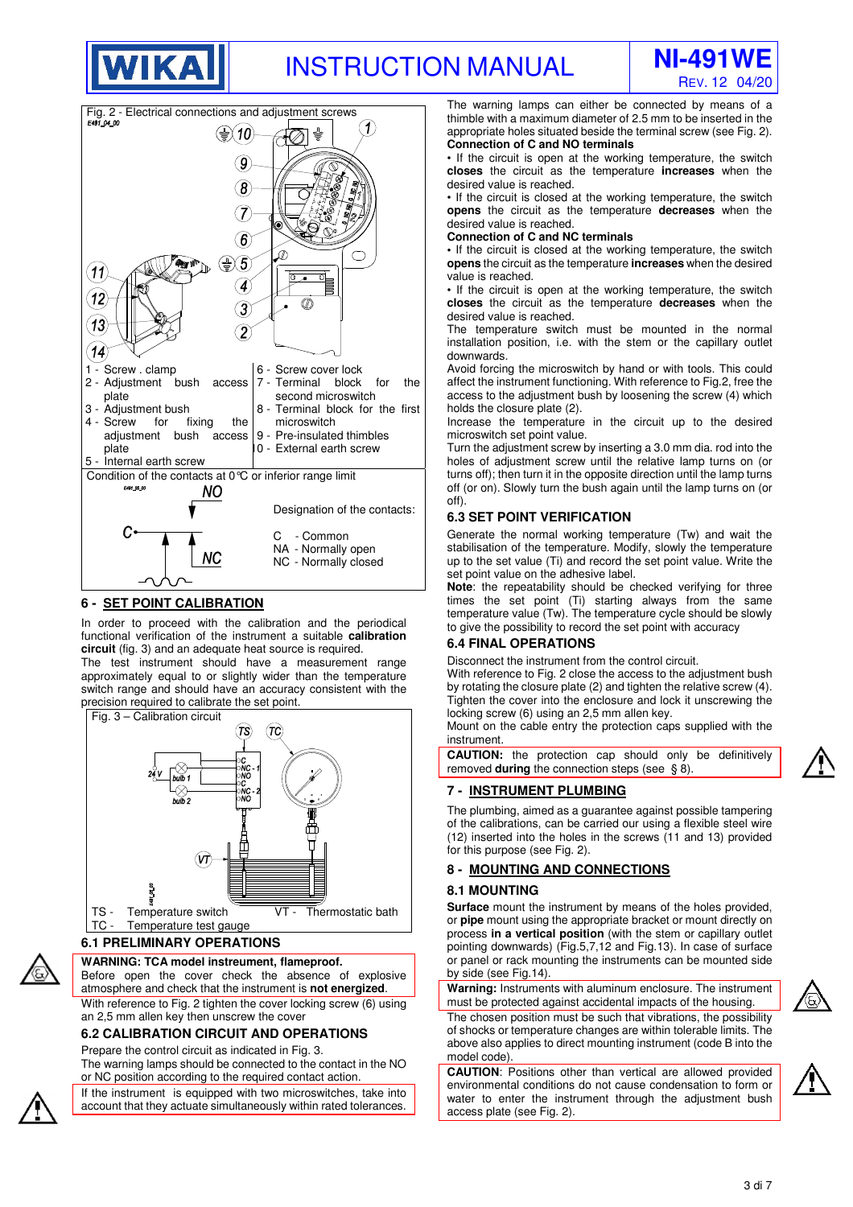Fig. 2 - Electrical connections and adjustment screws

1 - Screw . clamp
2 - Adjustment bush access plate
3 - Adjustment bush
4 - Screw for fixing the adjustment bush access plate
5 - Internal earth screw
6 - Screw cover lock
7 - Terminal block for the second microswitch
8 - Terminal block for the first microswitch
9 - Pre-insulated thimbles
10 - External earth screw

Condition of the contacts at 0°C or inferior range limit

Designation of the contacts:

C - Common
NA - Normally open
NC - Normally closed

## 6 - SET POINT CALIBRATION

In order to proceed with the calibration and the periodical functional verification of the instrument a suitable **calibration circuit** (fig. 3) and an adequate heat source is required.
The test instrument should have a measurement range approximately equal to or slightly wider than the temperature switch range and should have an accuracy consistent with the precision required to calibrate the set point.

Fig. 3 – Calibration circuit

TS - Temperature switch
TC - Temperature test gauge
VT - Thermostatic bath

### 6.1 PRELIMINARY OPERATIONS

**WARNING: TCA model instreument, flameproof.**
Before open the cover check the absence of explosive atmosphere and check that the instrument is **not energized**.

With reference to Fig. 2 tighten the cover locking screw (6) using an 2,5 mm allen key then unscrew the cover

### 6.2 CALIBRATION CIRCUIT AND OPERATIONS

Prepare the control circuit as indicated in Fig. 3.
The warning lamps should be connected to the contact in the NO or NC position according to the required contact action.

If the instrument is equipped with two microswitches, take into account that they actuate simultaneously within rated tolerances.

The warning lamps can either be connected by means of a thimble with a maximum diameter of 2.5 mm to be inserted in the appropriate holes situated beside the terminal screw (see Fig. 2).

**Connection of C and NO terminals**

- If the circuit is open at the working temperature, the switch **closes** the circuit as the temperature **increases** when the desired value is reached.
- If the circuit is closed at the working temperature, the switch **opens** the circuit as the temperature **decreases** when the desired value is reached.

**Connection of C and NC terminals**

- If the circuit is closed at the working temperature, the switch **opens** the circuit as the temperature **increases** when the desired value is reached.
- If the circuit is open at the working temperature, the switch **closes** the circuit as the temperature **decreases** when the desired value is reached.

The temperature switch must be mounted in the normal installation position, i.e. with the stem or the capillary outlet downwards.
Avoid forcing the microswitch by hand or with tools. This could affect the instrument functioning. With reference to Fig.2, free the access to the adjustment bush by loosening the screw (4) which holds the closure plate (2).
Increase the temperature in the circuit up to the desired microswitch set point value.
Turn the adjustment screw by inserting a 3.0 mm dia. rod into the holes of adjustment screw until the relative lamp turns on (or turns off); then turn it in the opposite direction until the lamp turns off (or on). Slowly turn the bush again until the lamp turns on (or off).

### 6.3 SET POINT VERIFICATION

Generate the normal working temperature (Tw) and wait the stabilisation of the temperature. Modify, slowly the temperature up to the set value (Ti) and record the set point value. Write the set point value on the adhesive label.
**Note**: the repeatability should be checked verifying for three times the set point (Ti) starting always from the same temperature value (Tw). The temperature cycle should be slowly to give the possibility to record the set point with accuracy

### 6.4 FINAL OPERATIONS

Disconnect the instrument from the control circuit.
With reference to Fig. 2 close the access to the adjustment bush by rotating the closure plate (2) and tighten the relative screw (4).
Tighten the cover into the enclosure and lock it unscrewing the locking screw (6) using an 2,5 mm allen key.
Mount on the cable entry the protection caps supplied with the instrument.

**CAUTION:** the protection cap should only be definitively removed **during** the connection steps (see § 8).

## 7 - INSTRUMENT PLUMBING

The plumbing, aimed as a guarantee against possible tampering of the calibrations, can be carried our using a flexible steel wire (12) inserted into the holes in the screws (11 and 13) provided for this purpose (see Fig. 2).

## 8 - MOUNTING AND CONNECTIONS

### 8.1 MOUNTING

**Surface** mount the instrument by means of the holes provided, or **pipe** mount using the appropriate bracket or mount directly on process **in a vertical position** (with the stem or capillary outlet pointing downwards) (Fig.5,7,12 and Fig.13). In case of surface or panel or rack mounting the instruments can be mounted side by side (see Fig.14).

**Warning:** Instruments with aluminum enclosure. The instrument must be protected against accidental impacts of the housing.

The chosen position must be such that vibrations, the possibility of shocks or temperature changes are within tolerable limits. The above also applies to direct mounting instrument (code B into the model code).

**CAUTION**: Positions other than vertical are allowed provided environmental conditions do not cause condensation to form or water to enter the instrument through the adjustment bush access plate (see Fig. 2).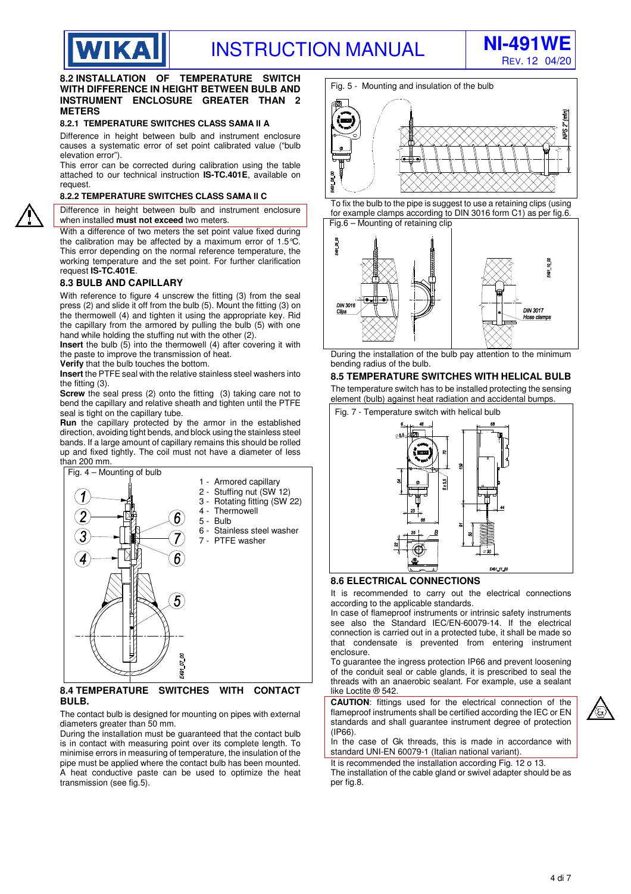## 8.2 INSTALLATION OF TEMPERATURE SWITCH WITH DIFFERENCE IN HEIGHT BETWEEN BULB AND INSTRUMENT ENCLOSURE GREATER THAN 2 METERS

### 8.2.1 TEMPERATURE SWITCHES CLASS SAMA II A

Difference in height between bulb and instrument enclosure causes a systematic error of set point calibrated value ("bulb elevation error").

This error can be corrected during calibration using the table attached to our technical instruction **IS-TC.401E**, available on request.

### 8.2.2 TEMPERATURE SWITCHES CLASS SAMA II C

Difference in height between bulb and instrument enclosure when installed **must not exceed** two meters.

With a difference of two meters the set point value fixed during the calibration may be affected by a maximum error of 1.5°C. This error depending on the normal reference temperature, the working temperature and the set point. For further clarification request **IS-TC.401E**.

## 8.3 BULB AND CAPILLARY

With reference to figure 4 unscrew the fitting (3) from the seal press (2) and slide it off from the bulb (5). Mount the fitting (3) on the thermowell (4) and tighten it using the appropriate key. Rid the capillary from the armored by pulling the bulb (5) with one hand while holding the stuffing nut with the other (2).

**Insert** the bulb (5) into the thermowell (4) after covering it with the paste to improve the transmission of heat.

**Verify** that the bulb touches the bottom.

**Insert** the PTFE seal with the relative stainless steel washers into the fitting (3).

**Screw** the seal press (2) onto the fitting (3) taking care not to bend the capillary and relative sheath and tighten until the PTFE seal is tight on the capillary tube.

**Run** the capillary protected by the armor in the established direction, avoiding tight bends, and block using the stainless steel bands. If a large amount of capillary remains this should be rolled up and fixed tightly. The coil must not have a diameter of less than 200 mm.

Fig. 4 – Mounting of bulb

1 - Armored capillary
2 - Stuffing nut (SW 12)
3 - Rotating fitting (SW 22)
4 - Thermowell
5 - Bulb
6 - Stainless steel washer
7 - PTFE washer

## 8.4 TEMPERATURE SWITCHES WITH CONTACT BULB.

The contact bulb is designed for mounting on pipes with external diameters greater than 50 mm.

During the installation must be guaranteed that the contact bulb is in contact with measuring point over its complete length. To minimise errors in measuring of temperature, the insulation of the pipe must be applied where the contact bulb has been mounted. A heat conductive paste can be used to optimize the heat transmission (see fig.5).

Fig. 5 - Mounting and insulation of the bulb

To fix the bulb to the pipe is suggest to use a retaining clips (using for example clamps according to DIN 3016 form C1) as per fig.6.

Fig.6 – Mounting of retaining clip

During the installation of the bulb pay attention to the minimum bending radius of the bulb.

## 8.5 TEMPERATURE SWITCHES WITH HELICAL BULB

The temperature switch has to be installed protecting the sensing element (bulb) against heat radiation and accidental bumps.

Fig. 7 - Temperature switch with helical bulb

## 8.6 ELECTRICAL CONNECTIONS

It is recommended to carry out the electrical connections according to the applicable standards.

In case of flameproof instruments or intrinsic safety instruments see also the Standard IEC/EN-60079-14. If the electrical connection is carried out in a protected tube, it shall be made so that condensate is prevented from entering instrument enclosure.

To guarantee the ingress protection IP66 and prevent loosening of the conduit seal or cable glands, it is prescribed to seal the threads with an anaerobic sealant. For example, use a sealant like Loctite ® 542.

**CAUTION**: fittings used for the electrical connection of the flameproof instruments shall be certified according the IEC or EN standards and shall guarantee instrument degree of protection (IP66).

In the case of Gk threads, this is made in accordance with standard UNI-EN 60079-1 (Italian national variant).

It is recommended the installation according Fig. 12 o 13.

The installation of the cable gland or swivel adapter should be as per fig.8.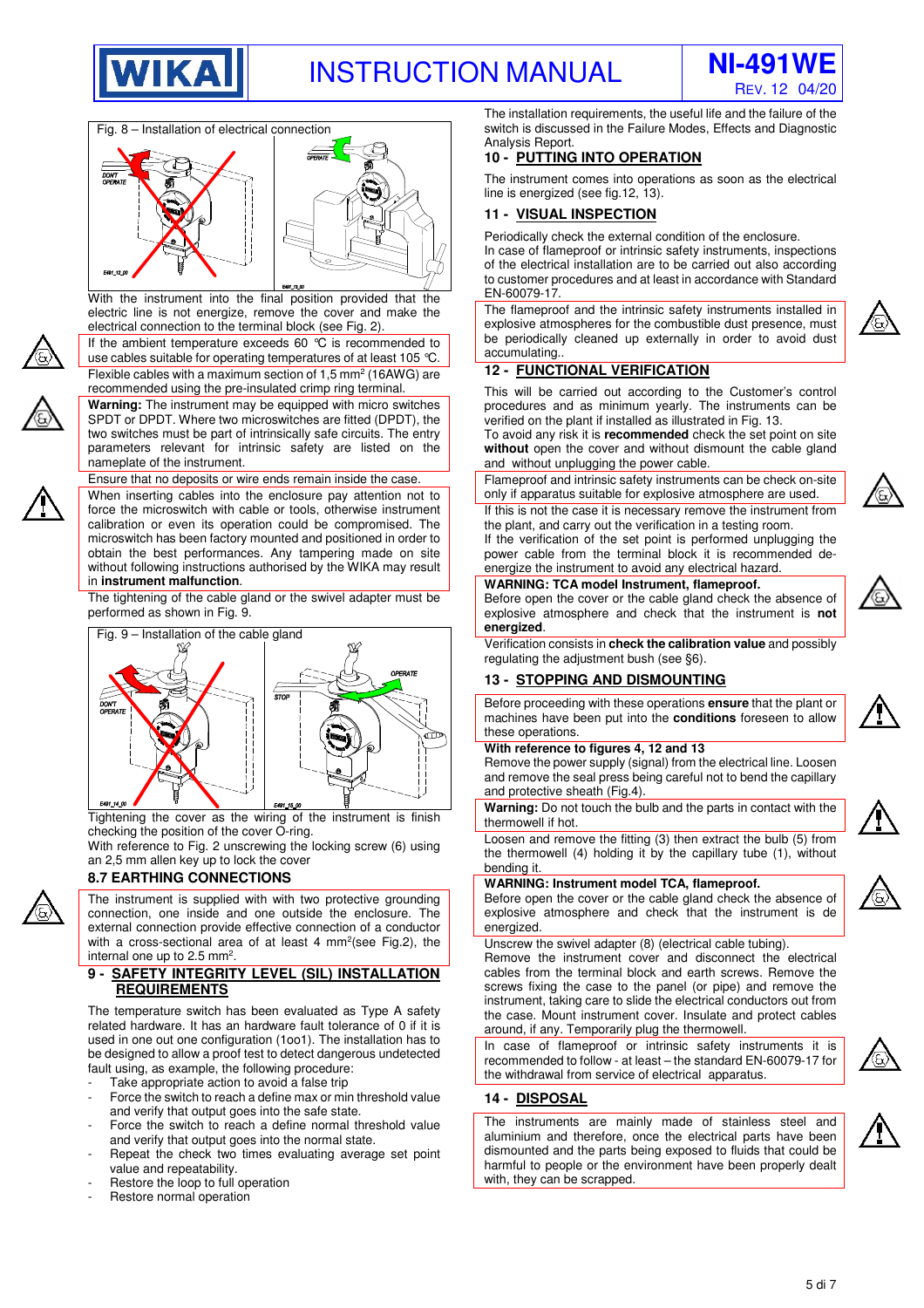Fig. 8 – Installation of electrical connection

With the instrument into the final position provided that the electric line is not energize, remove the cover and make the electrical connection to the terminal block (see Fig. 2).

If the ambient temperature exceeds 60 °C is recommended to use cables suitable for operating temperatures of at least 105 °C.

Flexible cables with a maximum section of 1,5 mm² (16AWG) are recommended using the pre-insulated crimp ring terminal.

**Warning:** The instrument may be equipped with micro switches SPDT or DPDT. Where two microswitches are fitted (DPDT), the two switches must be part of intrinsically safe circuits. The entry parameters relevant for intrinsic safety are listed on the nameplate of the instrument.

Ensure that no deposits or wire ends remain inside the case.

When inserting cables into the enclosure pay attention not to force the microswitch with cable or tools, otherwise instrument calibration or even its operation could be compromised. The microswitch has been factory mounted and positioned in order to obtain the best performances. Any tampering made on site without following instructions authorised by the WIKA may result in **instrument malfunction**.

The tightening of the cable gland or the swivel adapter must be performed as shown in Fig. 9.

Fig. 9 – Installation of the cable gland

Tightening the cover as the wiring of the instrument is finish checking the position of the cover O-ring.

With reference to Fig. 2 unscrewing the locking screw (6) using an 2,5 mm allen key up to lock the cover

### 8.7 EARTHING CONNECTIONS

The instrument is supplied with with two protective grounding connection, one inside and one outside the enclosure. The external connection provide effective connection of a conductor with a cross-sectional area of at least 4 mm²(see Fig.2), the internal one up to 2.5 mm².

## 9 - SAFETY INTEGRITY LEVEL (SIL) INSTALLATION REQUIREMENTS

The temperature switch has been evaluated as Type A safety related hardware. It has an hardware fault tolerance of 0 if it is used in one out one configuration (1oo1). The installation has to be designed to allow a proof test to detect dangerous undetected fault using, as example, the following procedure:

- Take appropriate action to avoid a false trip
- Force the switch to reach a define max or min threshold value and verify that output goes into the safe state.
- Force the switch to reach a define normal threshold value and verify that output goes into the normal state.
- Repeat the check two times evaluating average set point value and repeatability.
- Restore the loop to full operation
- Restore normal operation

The installation requirements, the useful life and the failure of the switch is discussed in the Failure Modes, Effects and Diagnostic Analysis Report.

## 10 - PUTTING INTO OPERATION

The instrument comes into operations as soon as the electrical line is energized (see fig.12, 13).

## 11 - VISUAL INSPECTION

Periodically check the external condition of the enclosure.
In case of flameproof or intrinsic safety instruments, inspections of the electrical installation are to be carried out also according to customer procedures and at least in accordance with Standard EN-60079-17.

The flameproof and the intrinsic safety instruments installed in explosive atmospheres for the combustible dust presence, must be periodically cleaned up externally in order to avoid dust accumulating..

## 12 - FUNCTIONAL VERIFICATION

This will be carried out according to the Customer's control procedures and as minimum yearly. The instruments can be verified on the plant if installed as illustrated in Fig. 13.
To avoid any risk it is **recommended** check the set point on site **without** open the cover and without dismount the cable gland and without unplugging the power cable.

Flameproof and intrinsic safety instruments can be check on-site only if apparatus suitable for explosive atmosphere are used.

If this is not the case it is necessary remove the instrument from the plant, and carry out the verification in a testing room.
If the verification of the set point is performed unplugging the power cable from the terminal block it is recommended de-energize the instrument to avoid any electrical hazard.

**WARNING: TCA model Instrument, flameproof.**
Before open the cover or the cable gland check the absence of explosive atmosphere and check that the instrument is **not energized**.

Verification consists in **check the calibration value** and possibly regulating the adjustment bush (see §6).

## 13 - STOPPING AND DISMOUNTING

Before proceeding with these operations **ensure** that the plant or machines have been put into the **conditions** foreseen to allow these operations.

**With reference to figures 4, 12 and 13**
Remove the power supply (signal) from the electrical line. Loosen and remove the seal press being careful not to bend the capillary and protective sheath (Fig.4).

**Warning:** Do not touch the bulb and the parts in contact with the thermowell if hot.

Loosen and remove the fitting (3) then extract the bulb (5) from the thermowell (4) holding it by the capillary tube (1), without bending it.

**WARNING: Instrument model TCA, flameproof.**
Before open the cover or the cable gland check the absence of explosive atmosphere and check that the instrument is de energized.

Unscrew the swivel adapter (8) (electrical cable tubing).
Remove the instrument cover and disconnect the electrical cables from the terminal block and earth screws. Remove the screws fixing the case to the panel (or pipe) and remove the instrument, taking care to slide the electrical conductors out from the case. Mount instrument cover. Insulate and protect cables around, if any. Temporarily plug the thermowell.

In case of flameproof or intrinsic safety instruments it is recommended to follow - at least – the standard EN-60079-17 for the withdrawal from service of electrical apparatus.

## 14 - DISPOSAL

The instruments are mainly made of stainless steel and aluminium and therefore, once the electrical parts have been dismounted and the parts being exposed to fluids that could be harmful to people or the environment have been properly dealt with, they can be scrapped.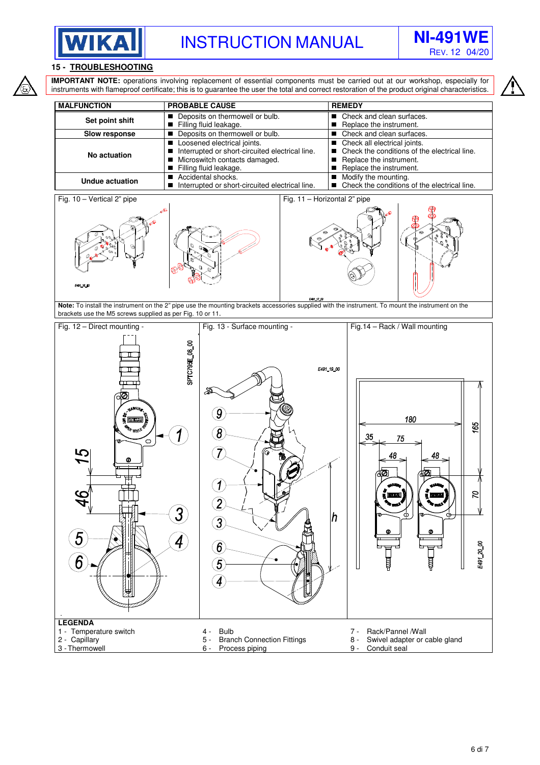## 15 - TROUBLESHOOTING

**IMPORTANT NOTE:** operations involving replacement of essential components must be carried out at our workshop, especially for instruments with flameproof certificate; this is to guarantee the user the total and correct restoration of the product original characteristics.

| MALFUNCTION | PROBABLE CAUSE | REMEDY |
|---|---|---|
| **Set point shift** | ■ Deposits on thermowell or bulb.<br>■ Filling fluid leakage. | ■ Check and clean surfaces.<br>■ Replace the instrument. |
| **Slow response** | ■ Deposits on thermowell or bulb. | ■ Check and clean surfaces. |
| **No actuation** | ■ Loosened electrical joints.<br>■ Interrupted or short-circuited electrical line.<br>■ Microswitch contacts damaged.<br>■ Filling fluid leakage. | ■ Check all electrical joints.<br>■ Check the conditions of the electrical line.<br>■ Replace the instrument.<br>■ Replace the instrument. |
| **Undue actuation** | ■ Accidental shocks.<br>■ Interrupted or short-circuited electrical line. | ■ Modify the mounting.<br>■ Check the conditions of the electrical line. |

Fig. 10 – Vertical 2" pipe

Fig. 11 – Horizontal 2" pipe

**Note:** To install the instrument on the 2" pipe use the mounting brackets accessories supplied with the instrument. To mount the instrument on the brackets use the M5 screws supplied as per Fig. 10 or 11.

Fig. 12 – Direct mounting -

Fig. 13 - Surface mounting -

Fig.14 – Rack / Wall mounting

**LEGENDA**

1 - Temperature switch
2 - Capillary
3 - Thermowell
4 - Bulb
5 - Branch Connection Fittings
6 - Process piping
7 - Rack/Pannel /Wall
8 - Swivel adapter or cable gland
9 - Conduit seal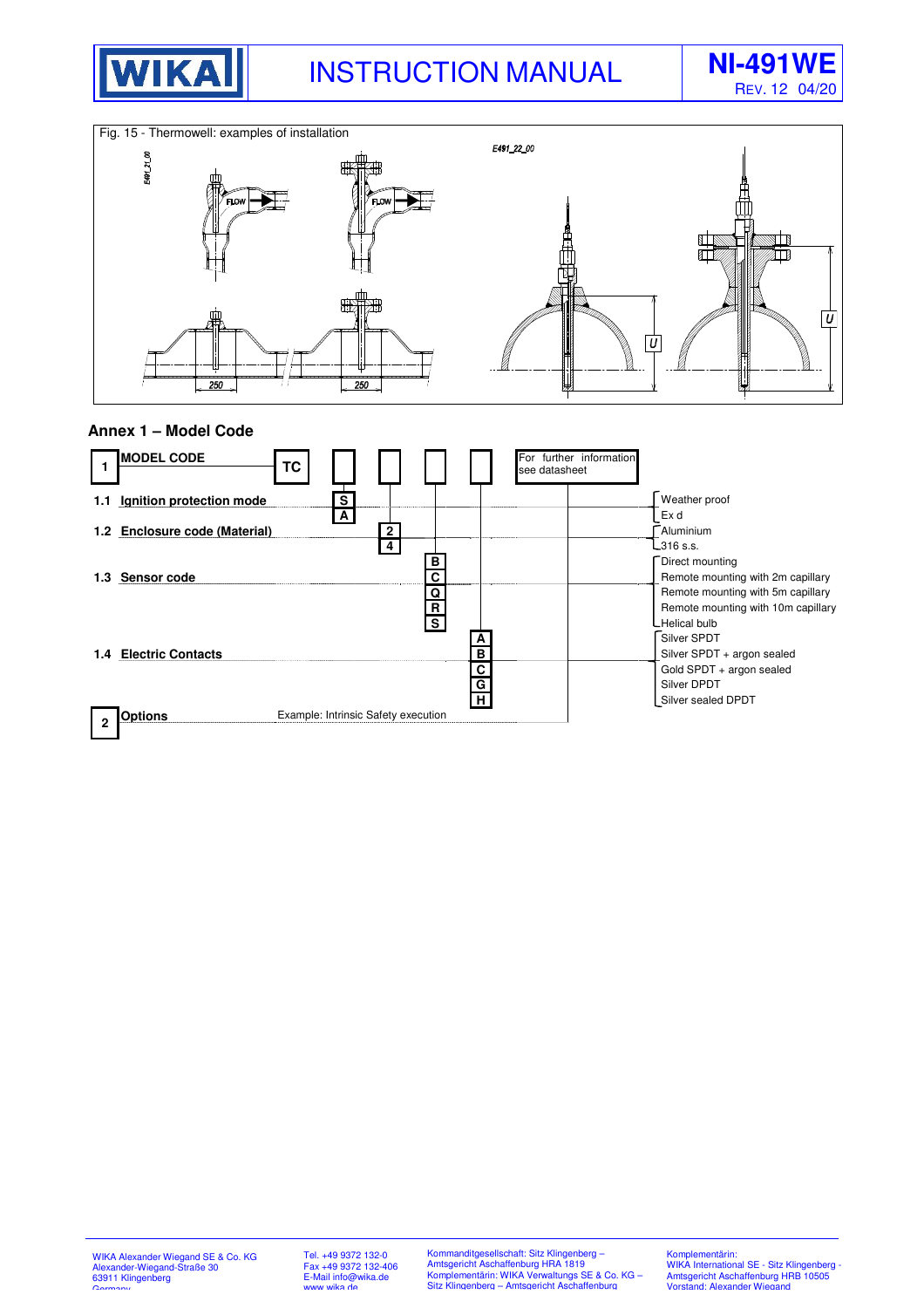Fig. 15 - Thermowell: examples of installation

E491_21_00

FLOW

FLOW

250

250

E491_22_00

U

U

## Annex 1 – Model Code

| | | | | | | | |
|---|---|---|---|---|---|---|---|
| **1** | **MODEL CODE** | TC | | | | | For further information see datasheet |
| **1.1** | **Ignition protection mode** | | S | | | | Weather proof |
| | | | A | | | | Ex d |
| **1.2** | **Enclosure code (Material)** | | | 2 | | | Aluminium |
| | | | | 4 | | | 316 s.s. |
| **1.3** | **Sensor code** | | | | B | | Direct mounting |
| | | | | | C | | Remote mounting with 2m capillary |
| | | | | | Q | | Remote mounting with 5m capillary |
| | | | | | R | | Remote mounting with 10m capillary |
| | | | | | S | | Helical bulb |
| **1.4** | **Electric Contacts** | | | | | A | Silver SPDT |
| | | | | | | B | Silver SPDT + argon sealed |
| | | | | | | C | Gold SPDT + argon sealed |
| | | | | | | G | Silver DPDT |
| | | | | | | H | Silver sealed DPDT |
| **2** | **Options** | Example: Intrinsic Safety execution | | | | | |